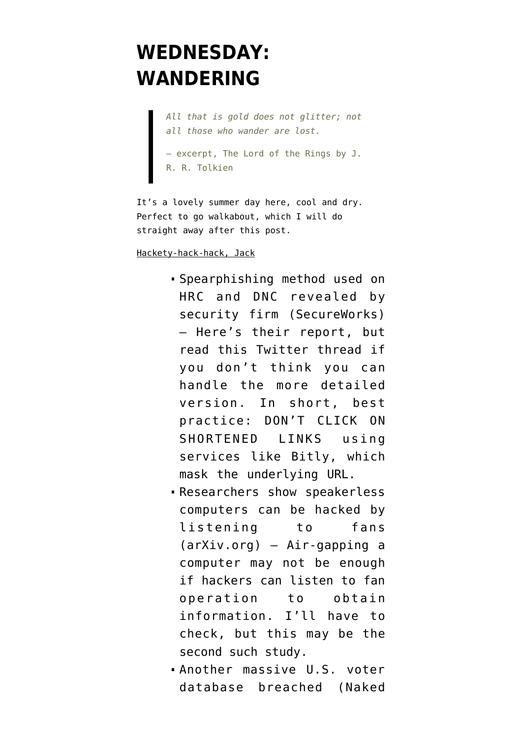# WEDNESDAY: WANDERING

> *All that is gold does not glitter; not all those who wander are lost.*
>
> — excerpt, The Lord of the Rings by J. R. R. Tolkien

It's a lovely summer day here, cool and dry. Perfect to go walkabout, which I will do straight away after this post.

Hackety-hack-hack, Jack

- Spearphishing method used on HRC and DNC revealed by security firm (SecureWorks) — Here's their report, but read this Twitter thread if you don't think you can handle the more detailed version. In short, best practice: DON'T CLICK ON SHORTENED LINKS using services like Bitly, which mask the underlying URL.
- Researchers show speakerless computers can be hacked by listening to fans (arXiv.org) — Air-gapping a computer may not be enough if hackers can listen to fan operation to obtain information. I'll have to check, but this may be the second such study.
- Another massive U.S. voter database breached (Naked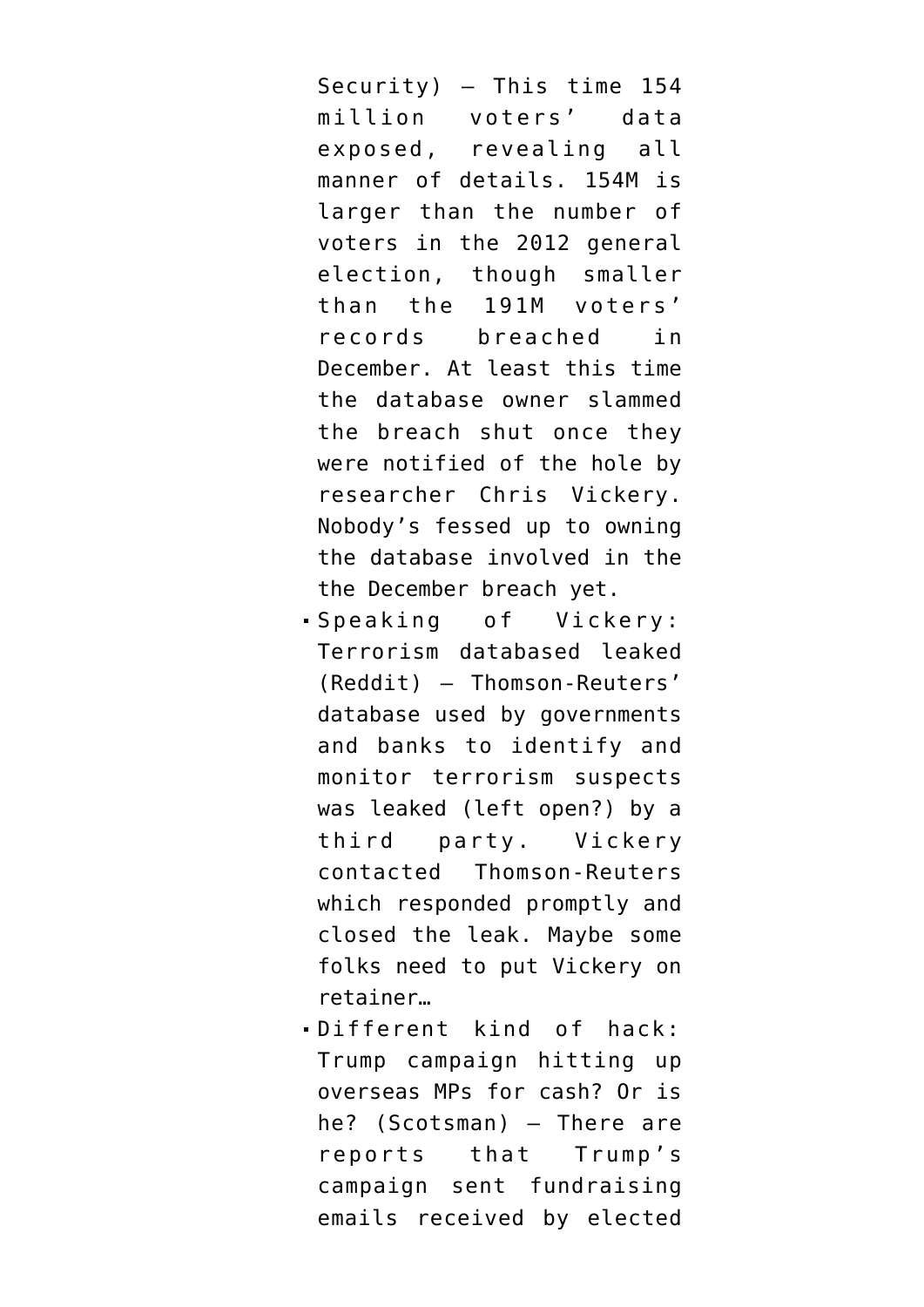Security) — This time 154 million voters' data exposed, revealing all manner of details. 154M is larger than the number of voters in the 2012 general election, though smaller than the 191M voters' records breached in December. At least this time the database owner slammed the breach shut once they were notified of the hole by researcher Chris Vickery. Nobody's fessed up to owning the database involved in the the December breach yet.

- Speaking of Vickery: Terrorism databased leaked (Reddit) — Thomson-Reuters' database used by governments and banks to identify and monitor terrorism suspects was leaked (left open?) by a third party. Vickery contacted Thomson-Reuters which responded promptly and closed the leak. Maybe some folks need to put Vickery on retainer…
- Different kind of hack: Trump campaign hitting up overseas MPs for cash? Or is he? (Scotsman) — There are reports that Trump's campaign sent fundraising emails received by elected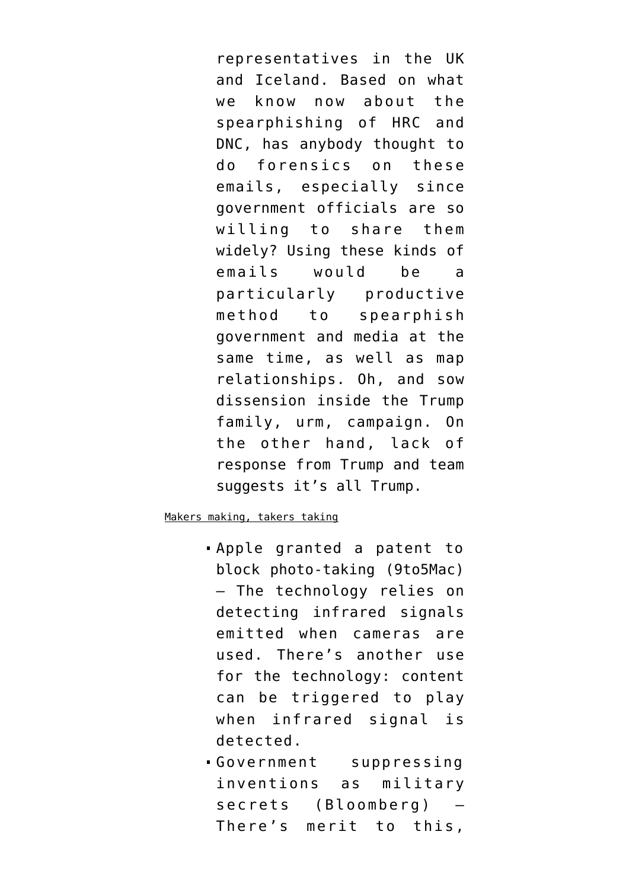representatives in the UK and Iceland. Based on what we know now about the spearphishing of HRC and DNC, has anybody thought to do forensics on these emails, especially since government officials are so willing to share them widely? Using these kinds of emails would be a particularly productive method to spearphish government and media at the same time, as well as map relationships. Oh, and sow dissension inside the Trump family, urm, campaign. On the other hand, lack of response from Trump and team suggests it's all Trump.

Makers making, takers taking

- Apple granted a patent to block photo-taking (9to5Mac) — The technology relies on detecting infrared signals emitted when cameras are used. There's another use for the technology: content can be triggered to play when infrared signal is detected.
- Government suppressing inventions as military secrets (Bloomberg) — There's merit to this,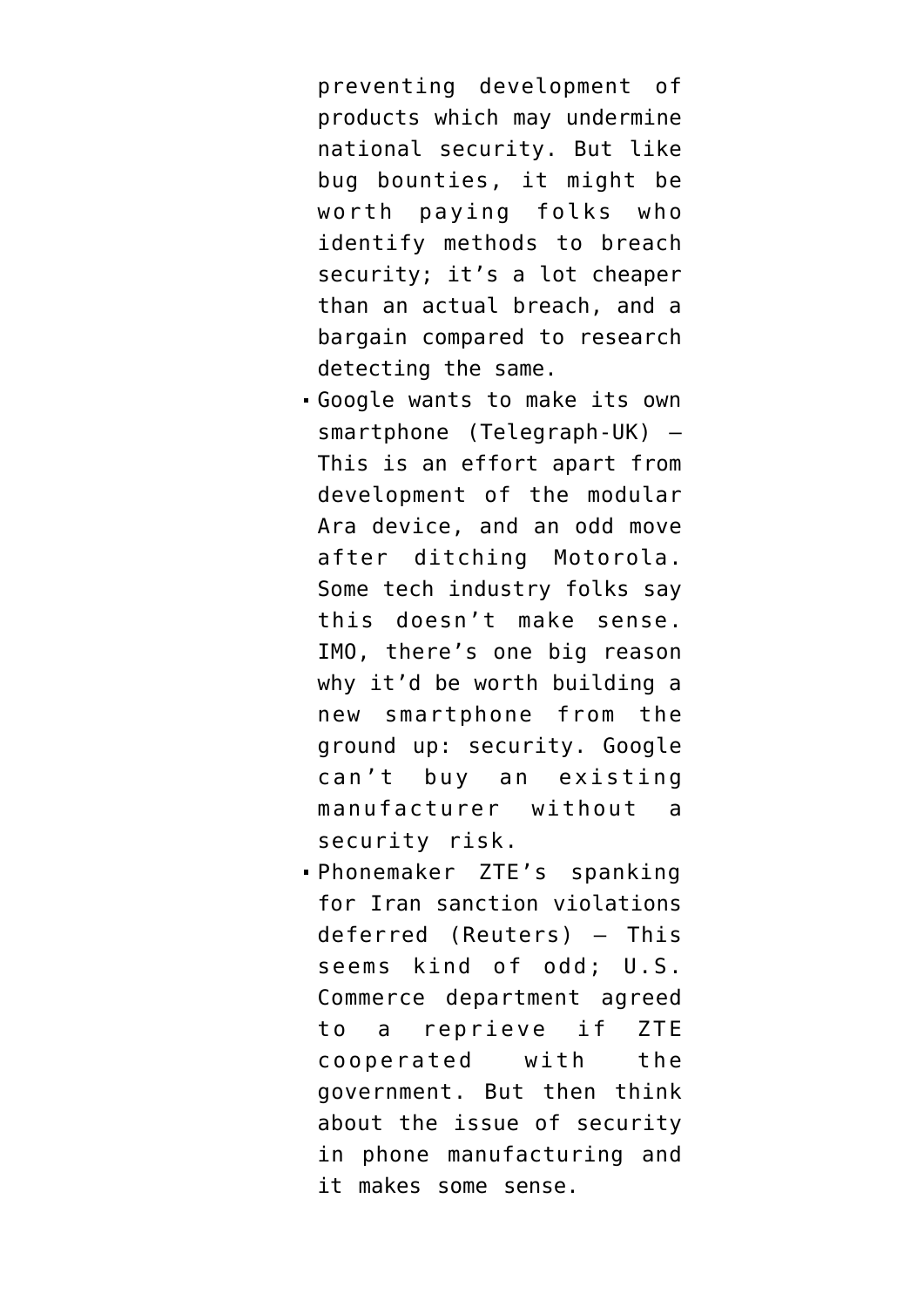preventing development of products which may undermine national security. But like bug bounties, it might be worth paying folks who identify methods to breach security; it's a lot cheaper than an actual breach, and a bargain compared to research detecting the same.

- Google wants to make its own smartphone (Telegraph-UK) — This is an effort apart from development of the modular Ara device, and an odd move after ditching Motorola. Some tech industry folks say this doesn't make sense. IMO, there's one big reason why it'd be worth building a new smartphone from the ground up: security. Google can't buy an existing manufacturer without a security risk.
- Phonemaker ZTE's spanking for Iran sanction violations deferred (Reuters) — This seems kind of odd; U.S. Commerce department agreed to a reprieve if ZTE cooperated with the government. But then think about the issue of security in phone manufacturing and it makes some sense.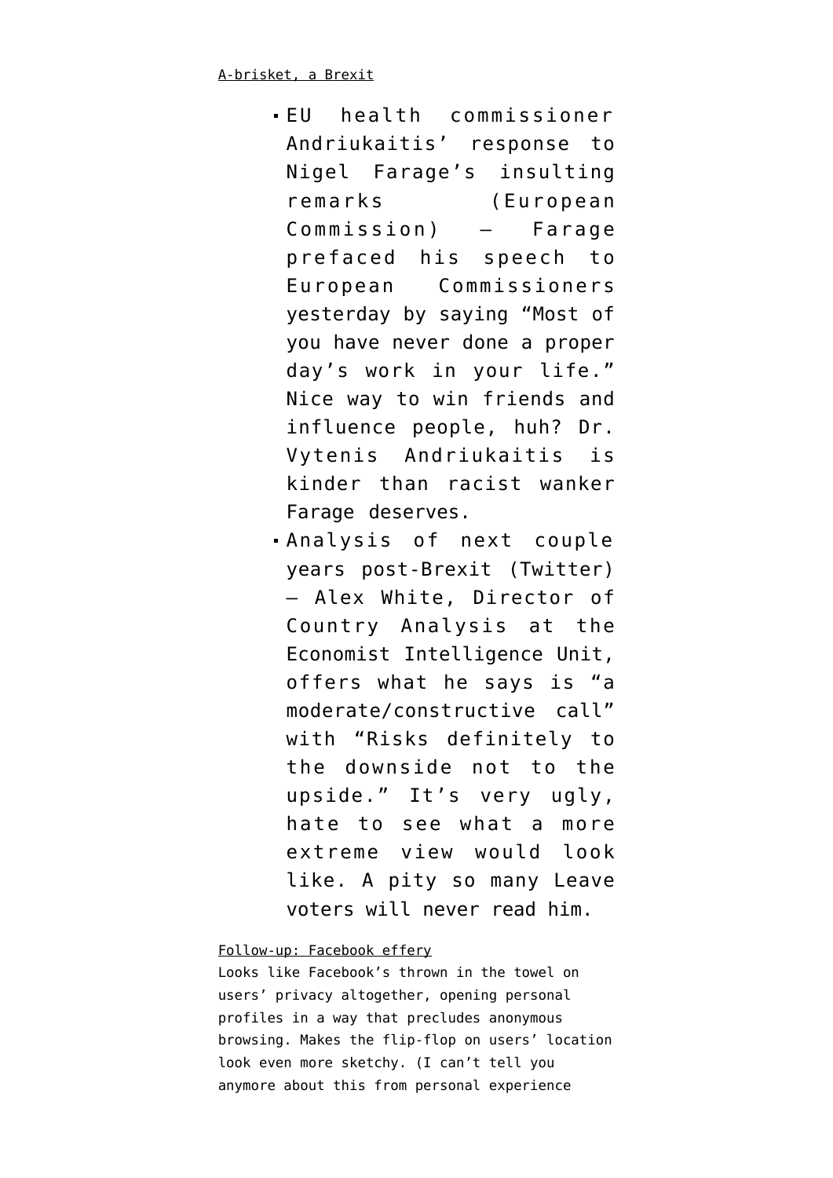A-brisket, a Brexit

- EU health commissioner Andriukaitis' response to Nigel Farage's insulting remarks (European Commission) — Farage prefaced his speech to European Commissioners yesterday by saying "Most of you have never done a proper day's work in your life." Nice way to win friends and influence people, huh? Dr. Vytenis Andriukaitis is kinder than racist wanker Farage deserves.
- Analysis of next couple years post-Brexit (Twitter) — Alex White, Director of Country Analysis at the Economist Intelligence Unit, offers what he says is "a moderate/constructive call" with "Risks definitely to the downside not to the upside." It's very ugly, hate to see what a more extreme view would look like. A pity so many Leave voters will never read him.

Follow-up: Facebook effery

Looks like Facebook's thrown in the towel on users' privacy altogether, opening personal profiles in a way that precludes anonymous browsing. Makes the flip-flop on users' location look even more sketchy. (I can't tell you anymore about this from personal experience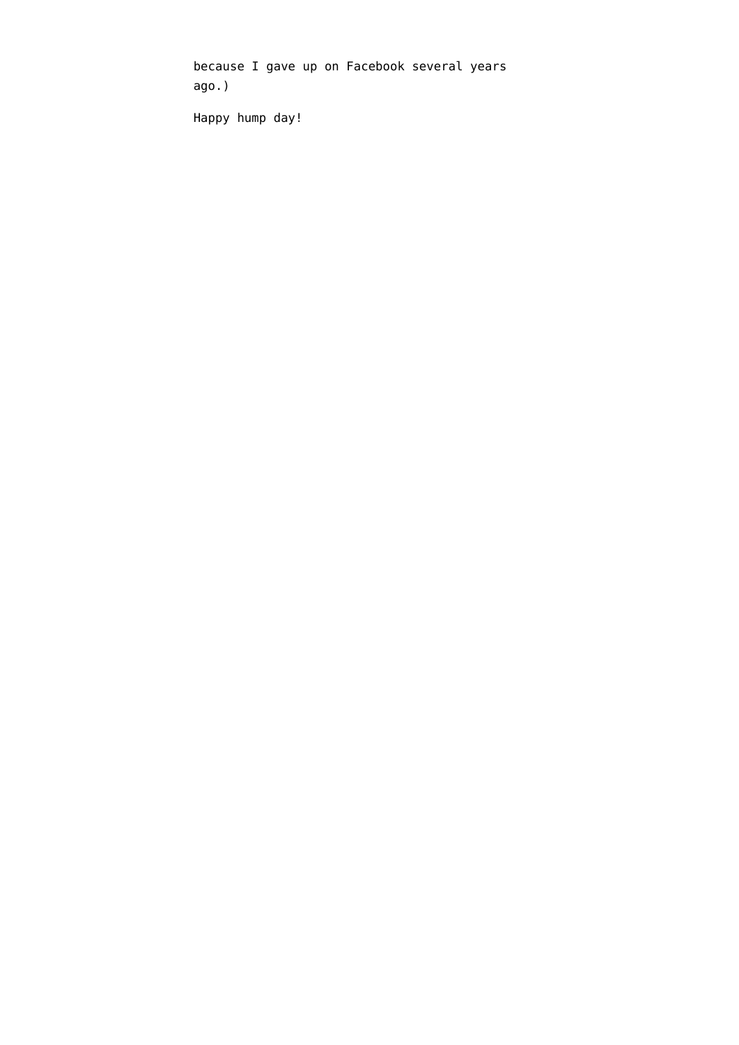because I gave up on Facebook several years ago.)

Happy hump day!